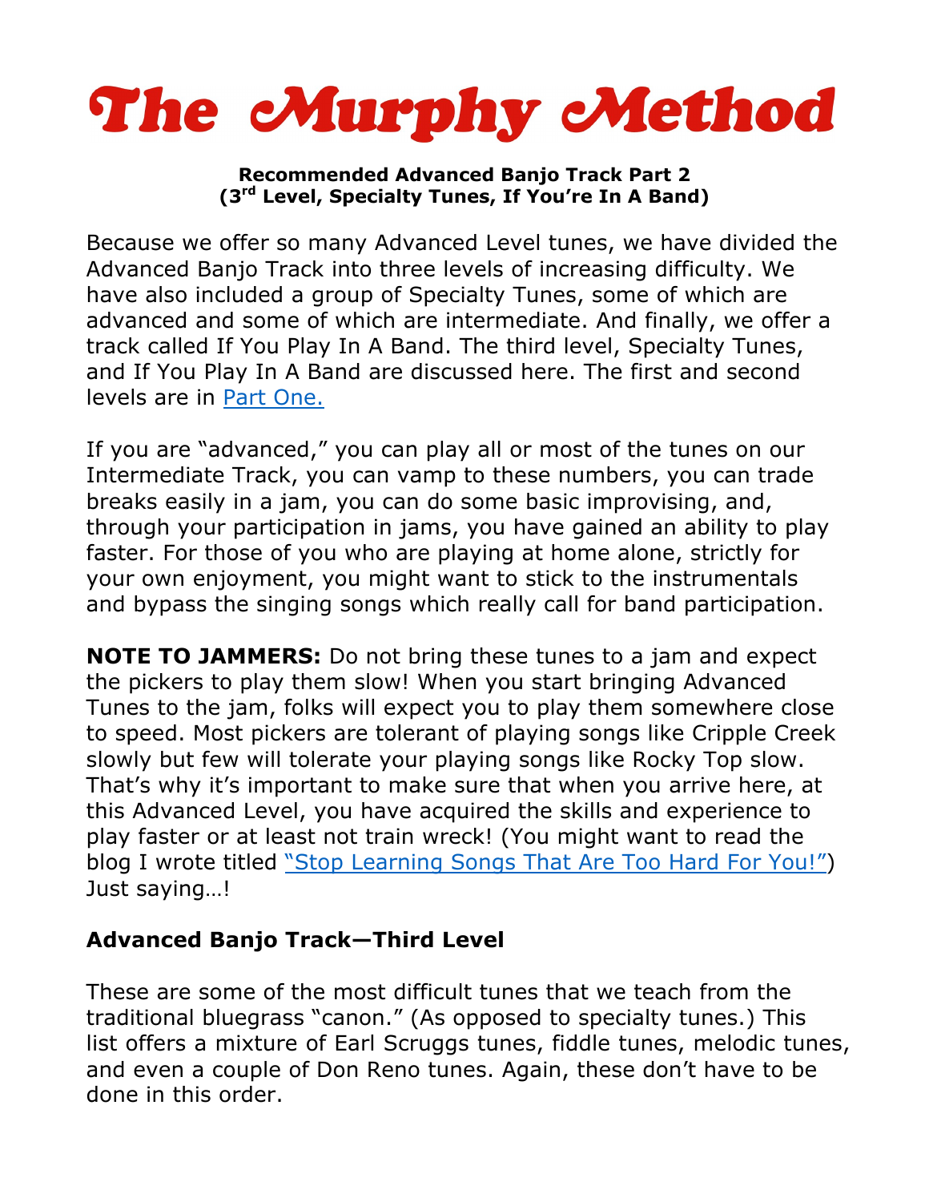# The Murphy Method

**Recommended Advanced Banjo Track Part 2**
**(3rd Level, Specialty Tunes, If You're In A Band)**

Because we offer so many Advanced Level tunes, we have divided the Advanced Banjo Track into three levels of increasing difficulty. We have also included a group of Specialty Tunes, some of which are advanced and some of which are intermediate. And finally, we offer a track called If You Play In A Band. The third level, Specialty Tunes, and If You Play In A Band are discussed here. The first and second levels are in [Part One.]()

If you are "advanced," you can play all or most of the tunes on our Intermediate Track, you can vamp to these numbers, you can trade breaks easily in a jam, you can do some basic improvising, and, through your participation in jams, you have gained an ability to play faster. For those of you who are playing at home alone, strictly for your own enjoyment, you might want to stick to the instrumentals and bypass the singing songs which really call for band participation.

**NOTE TO JAMMERS:** Do not bring these tunes to a jam and expect the pickers to play them slow! When you start bringing Advanced Tunes to the jam, folks will expect you to play them somewhere close to speed. Most pickers are tolerant of playing songs like Cripple Creek slowly but few will tolerate your playing songs like Rocky Top slow. That's why it's important to make sure that when you arrive here, at this Advanced Level, you have acquired the skills and experience to play faster or at least not train wreck! (You might want to read the blog I wrote titled ["Stop Learning Songs That Are Too Hard For You!"]()) Just saying…!

### Advanced Banjo Track—Third Level

These are some of the most difficult tunes that we teach from the traditional bluegrass "canon." (As opposed to specialty tunes.) This list offers a mixture of Earl Scruggs tunes, fiddle tunes, melodic tunes, and even a couple of Don Reno tunes. Again, these don't have to be done in this order.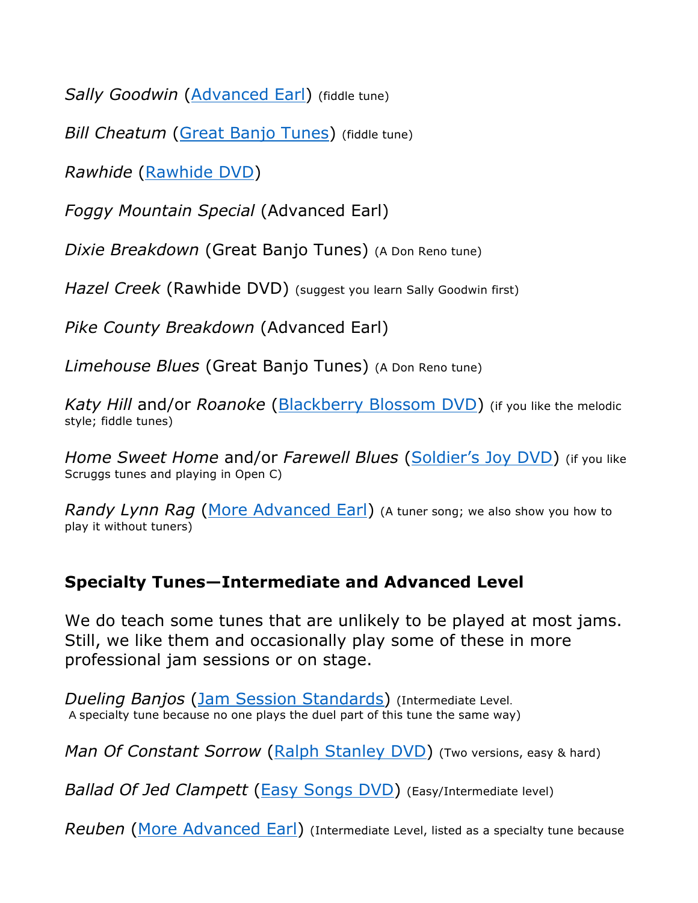*Sally Goodwin* (Advanced Earl) (fiddle tune)

*Bill Cheatum* (Great Banjo Tunes) (fiddle tune)

*Rawhide* (Rawhide DVD)

*Foggy Mountain Special* (Advanced Earl)

*Dixie Breakdown* (Great Banjo Tunes) (A Don Reno tune)

*Hazel Creek* (Rawhide DVD) (suggest you learn Sally Goodwin first)

*Pike County Breakdown* (Advanced Earl)

*Limehouse Blues* (Great Banjo Tunes) (A Don Reno tune)

*Katy Hill* and/or *Roanoke* (Blackberry Blossom DVD) (if you like the melodic style; fiddle tunes)

*Home Sweet Home* and/or *Farewell Blues* (Soldier's Joy DVD) (if you like Scruggs tunes and playing in Open C)

*Randy Lynn Rag* (More Advanced Earl) (A tuner song; we also show you how to play it without tuners)

## Specialty Tunes—Intermediate and Advanced Level

We do teach some tunes that are unlikely to be played at most jams. Still, we like them and occasionally play some of these in more professional jam sessions or on stage.

*Dueling Banjos* (Jam Session Standards) (Intermediate Level. A specialty tune because no one plays the duel part of this tune the same way)

*Man Of Constant Sorrow* (Ralph Stanley DVD) (Two versions, easy & hard)

*Ballad Of Jed Clampett* (Easy Songs DVD) (Easy/Intermediate level)

*Reuben* (More Advanced Earl) (Intermediate Level, listed as a specialty tune because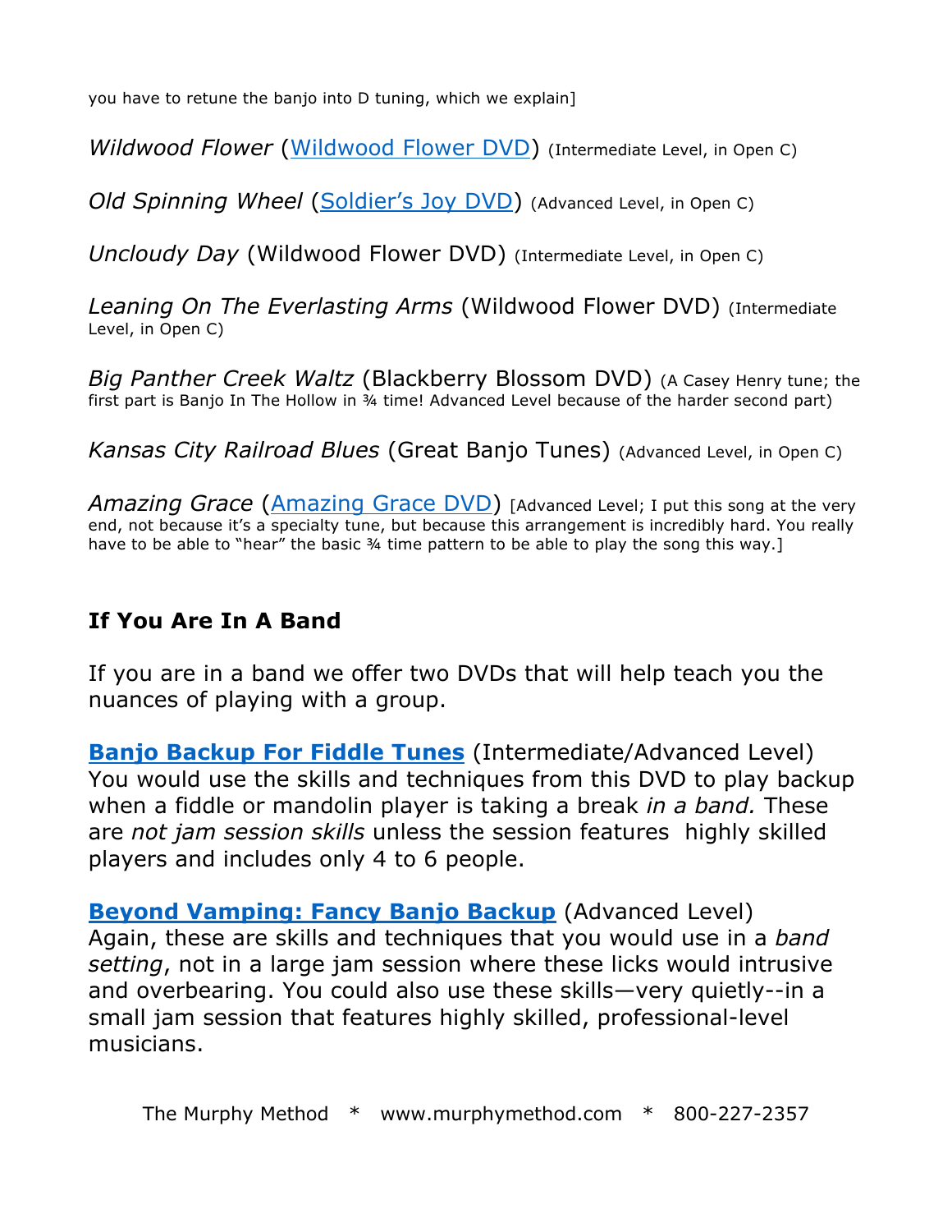you have to retune the banjo into D tuning, which we explain]

*Wildwood Flower* ([Wildwood Flower DVD]) (Intermediate Level, in Open C)

*Old Spinning Wheel* ([Soldier's Joy DVD]) (Advanced Level, in Open C)

*Uncloudy Day* (Wildwood Flower DVD) (Intermediate Level, in Open C)

*Leaning On The Everlasting Arms* (Wildwood Flower DVD) (Intermediate Level, in Open C)

*Big Panther Creek Waltz* (Blackberry Blossom DVD) (A Casey Henry tune; the first part is Banjo In The Hollow in ¾ time! Advanced Level because of the harder second part)

*Kansas City Railroad Blues* (Great Banjo Tunes) (Advanced Level, in Open C)

*Amazing Grace* ([Amazing Grace DVD]) [Advanced Level; I put this song at the very end, not because it's a specialty tune, but because this arrangement is incredibly hard. You really have to be able to "hear" the basic ¾ time pattern to be able to play the song this way.]

### If You Are In A Band

If you are in a band we offer two DVDs that will help teach you the nuances of playing with a group.

**Banjo Backup For Fiddle Tunes** (Intermediate/Advanced Level) You would use the skills and techniques from this DVD to play backup when a fiddle or mandolin player is taking a break *in a band.* These are *not jam session skills* unless the session features highly skilled players and includes only 4 to 6 people.

**Beyond Vamping: Fancy Banjo Backup** (Advanced Level) Again, these are skills and techniques that you would use in a *band setting*, not in a large jam session where these licks would intrusive and overbearing. You could also use these skills—very quietly--in a small jam session that features highly skilled, professional-level musicians.

The Murphy Method * www.murphymethod.com * 800-227-2357